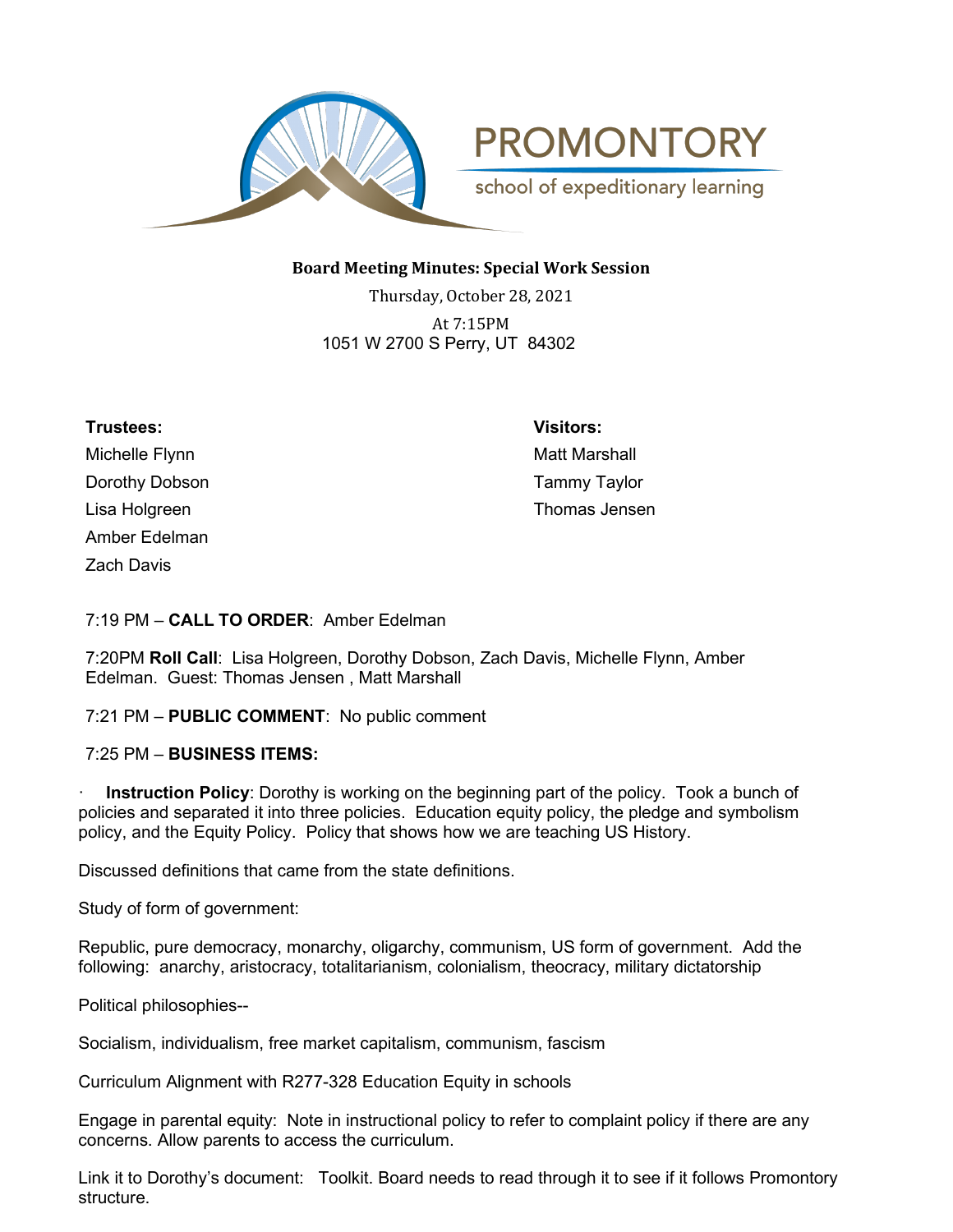# PROMONTORY

school of expeditionary learning

**Board Meeting Minutes: Special Work Session**

Thursday, October 28, 2021

At 7:15PM

1051 W 2700 S Perry, UT 84302

**Trustees:**

Michelle Flynn

Dorothy Dobson

Lisa Holgreen

Amber Edelman

Zach Davis

**Visitors:**

Matt Marshall

Tammy Taylor

Thomas Jensen

7:19 PM – **CALL TO ORDER**: Amber Edelman

7:20PM **Roll Call**: Lisa Holgreen, Dorothy Dobson, Zach Davis, Michelle Flynn, Amber Edelman. Guest: Thomas Jensen , Matt Marshall

7:21 PM – **PUBLIC COMMENT**: No public comment

7:25 PM – **BUSINESS ITEMS:**

· **Instruction Policy**: Dorothy is working on the beginning part of the policy. Took a bunch of policies and separated it into three policies. Education equity policy, the pledge and symbolism policy, and the Equity Policy. Policy that shows how we are teaching US History.

Discussed definitions that came from the state definitions.

Study of form of government:

Republic, pure democracy, monarchy, oligarchy, communism, US form of government. Add the following: anarchy, aristocracy, totalitarianism, colonialism, theocracy, military dictatorship

Political philosophies--

Socialism, individualism, free market capitalism, communism, fascism

Curriculum Alignment with R277-328 Education Equity in schools

Engage in parental equity: Note in instructional policy to refer to complaint policy if there are any concerns. Allow parents to access the curriculum.

Link it to Dorothy's document: Toolkit. Board needs to read through it to see if it follows Promontory structure.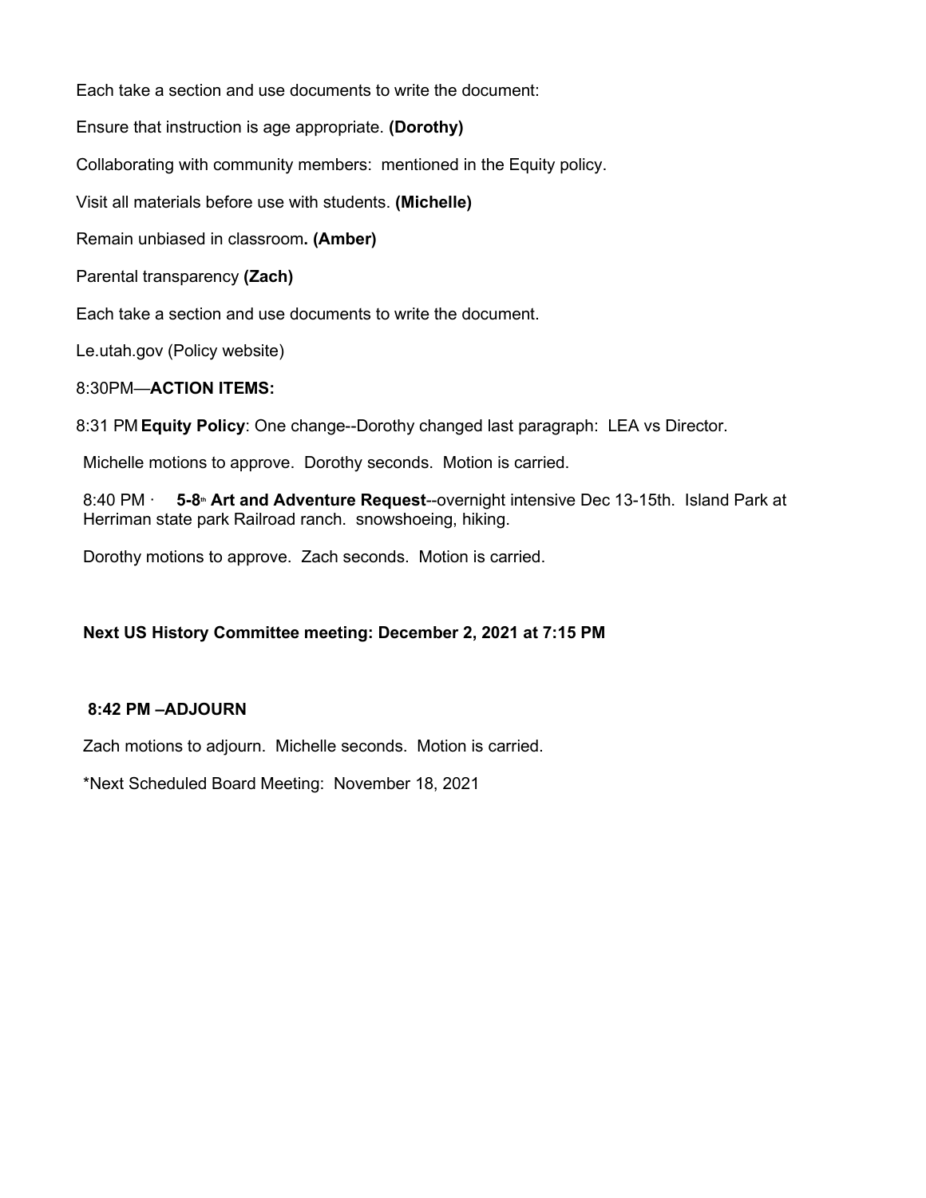Each take a section and use documents to write the document:

Ensure that instruction is age appropriate. **(Dorothy)**

Collaborating with community members: mentioned in the Equity policy.

Visit all materials before use with students. **(Michelle)**

Remain unbiased in classroom**. (Amber)**

Parental transparency **(Zach)**

Each take a section and use documents to write the document.

Le.utah.gov (Policy website)

8:30PM—**ACTION ITEMS:**

8:31 PM **Equity Policy**: One change--Dorothy changed last paragraph: LEA vs Director.

Michelle motions to approve. Dorothy seconds. Motion is carried.

8:40 PM · **5-8th Art and Adventure Request**--overnight intensive Dec 13-15th. Island Park at Herriman state park Railroad ranch. snowshoeing, hiking.

Dorothy motions to approve. Zach seconds. Motion is carried.

**Next US History Committee meeting: December 2, 2021 at 7:15 PM**

**8:42 PM –ADJOURN**

Zach motions to adjourn. Michelle seconds. Motion is carried.

*Next Scheduled Board Meeting: November 18, 2021